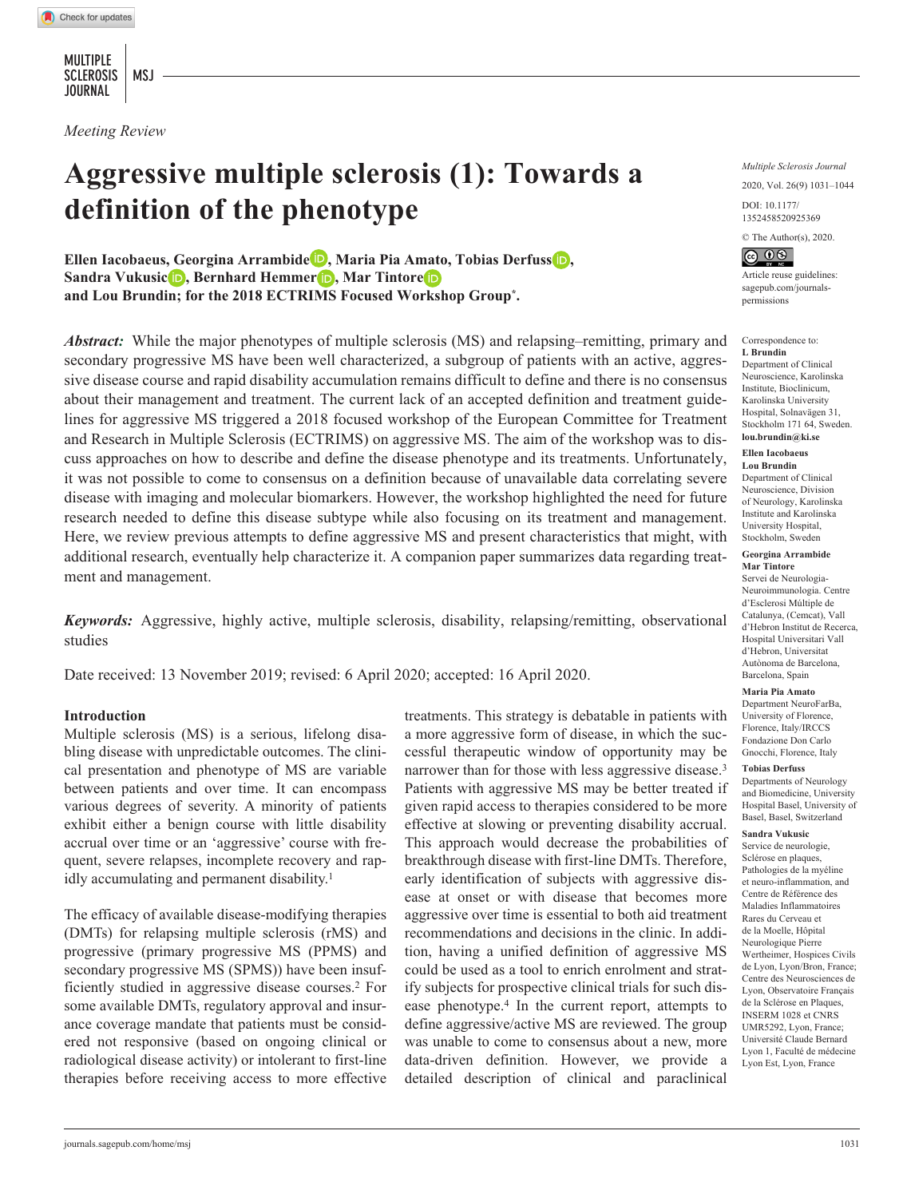*Meeting Review*

# Aggressive multiple sclerosis (1): Towards a definition of the phenotype

**Ellen Iacobaeus, Georgina Arrambide, Maria Pia Amato, Tobias Derfuss, Sandra Vukusic, Bernhard Hemmer, Mar Tintore and Lou Brundin; for the 2018 ECTRIMS Focused Workshop Group*.**

***Abstract:*** While the major phenotypes of multiple sclerosis (MS) and relapsing–remitting, primary and secondary progressive MS have been well characterized, a subgroup of patients with an active, aggressive disease course and rapid disability accumulation remains difficult to define and there is no consensus about their management and treatment. The current lack of an accepted definition and treatment guidelines for aggressive MS triggered a 2018 focused workshop of the European Committee for Treatment and Research in Multiple Sclerosis (ECTRIMS) on aggressive MS. The aim of the workshop was to discuss approaches on how to describe and define the disease phenotype and its treatments. Unfortunately, it was not possible to come to consensus on a definition because of unavailable data correlating severe disease with imaging and molecular biomarkers. However, the workshop highlighted the need for future research needed to define this disease subtype while also focusing on its treatment and management. Here, we review previous attempts to define aggressive MS and present characteristics that might, with additional research, eventually help characterize it. A companion paper summarizes data regarding treatment and management.

***Keywords:*** Aggressive, highly active, multiple sclerosis, disability, relapsing/remitting, observational studies

Date received: 13 November 2019; revised: 6 April 2020; accepted: 16 April 2020.

Multiple Sclerosis Journal 2020, Vol. 26(9) 1031–1044

DOI: 10.1177/1352458520925369

© The Author(s), 2020.

Article reuse guidelines: sagepub.com/journals-permissions

Correspondence to:
**L Brundin**
Department of Clinical Neuroscience, Karolinska Institutet, Bioclinicum, Karolinska University Hospital, Solnavägen 31, Stockholm 171 64, Sweden.
**lou.brundin@ki.se**

**Ellen Iacobaeus**
**Lou Brundin**
Department of Clinical Neuroscience, Division of Neurology, Karolinska Institute and Karolinska University Hospital, Stockholm, Sweden

**Georgina Arrambide**
**Mar Tintore**
Servei de Neurologia-Neuroimmunologia. Centre d'Esclerosi Múltiple de Catalunya, (Cemcat), Vall d'Hebron Institut de Recerca, Hospital Universitari Vall d'Hebron, Universitat Autònoma de Barcelona, Barcelona, Spain

**Maria Pia Amato**
Department NeuroFarBa, University of Florence, Florence, Italy/IRCCS Fondazione Don Carlo Gnocchi, Florence, Italy

**Tobias Derfuss**
Departments of Neurology and Biomedicine, University Hospital Basel, University of Basel, Basel, Switzerland

**Sandra Vukusic**
Service de neurologie, Sclérose en plaques, Pathologies de la myéline et neuro-inflammation, and Centre de Référence des Maladies Inflammatoires Rares du Cerveau et de la Moelle, Hôpital Neurologique Pierre Wertheimer, Hospices Civils de Lyon, Lyon/Bron, France; Centre des Neurosciences de Lyon, Observatoire Français de la Sclérose en Plaques, INSERM 1028 et CNRS UMR5292, Lyon, France; Université Claude Bernard Lyon 1, Faculté de médecine Lyon Est, Lyon, France

## Introduction

Multiple sclerosis (MS) is a serious, lifelong disabling disease with unpredictable outcomes. The clinical presentation and phenotype of MS are variable between patients and over time. It can encompass various degrees of severity. A minority of patients exhibit either a benign course with little disability accrual over time or an 'aggressive' course with frequent, severe relapses, incomplete recovery and rapidly accumulating and permanent disability.[1]

The efficacy of available disease-modifying therapies (DMTs) for relapsing multiple sclerosis (rMS) and progressive (primary progressive MS (PPMS) and secondary progressive MS (SPMS)) have been insufficiently studied in aggressive disease courses.[2] For some available DMTs, regulatory approval and insurance coverage mandate that patients must be considered not responsive (based on ongoing clinical or radiological disease activity) or intolerant to first-line therapies before receiving access to more effective treatments. This strategy is debatable in patients with a more aggressive form of disease, in which the successful therapeutic window of opportunity may be narrower than for those with less aggressive disease.[3] Patients with aggressive MS may be better treated if given rapid access to therapies considered to be more effective at slowing or preventing disability accrual. This approach would decrease the probabilities of breakthrough disease with first-line DMTs. Therefore, early identification of subjects with aggressive disease at onset or with disease that becomes more aggressive over time is essential to both aid treatment recommendations and decisions in the clinic. In addition, having a unified definition of aggressive MS could be used as a tool to enrich enrolment and stratify subjects for prospective clinical trials for such disease phenotype.[4] In the current report, attempts to define aggressive/active MS are reviewed. The group was unable to come to consensus about a new, more data-driven definition. However, we provide a detailed description of clinical and paraclinical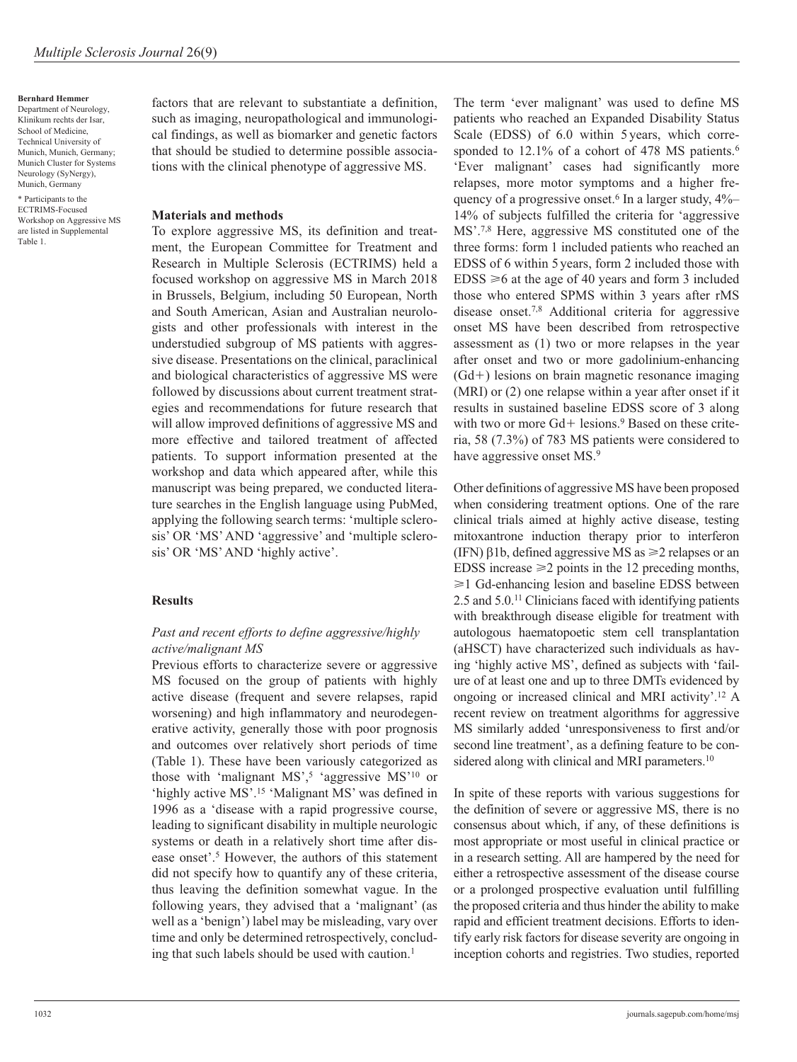**Bernhard Hemmer**
Department of Neurology, Klinikum rechts der Isar, School of Medicine, Technical University of Munich, Munich, Germany; Munich Cluster for Systems Neurology (SyNergy), Munich, Germany

* Participants to the ECTRIMS-Focused Workshop on Aggressive MS are listed in Supplemental Table 1.

factors that are relevant to substantiate a definition, such as imaging, neuropathological and immunological findings, as well as biomarker and genetic factors that should be studied to determine possible associations with the clinical phenotype of aggressive MS.

## Materials and methods

To explore aggressive MS, its definition and treatment, the European Committee for Treatment and Research in Multiple Sclerosis (ECTRIMS) held a focused workshop on aggressive MS in March 2018 in Brussels, Belgium, including 50 European, North and South American, Asian and Australian neurologists and other professionals with interest in the understudied subgroup of MS patients with aggressive disease. Presentations on the clinical, paraclinical and biological characteristics of aggressive MS were followed by discussions about current treatment strategies and recommendations for future research that will allow improved definitions of aggressive MS and more effective and tailored treatment of affected patients. To support information presented at the workshop and data which appeared after, while this manuscript was being prepared, we conducted literature searches in the English language using PubMed, applying the following search terms: 'multiple sclerosis' OR 'MS' AND 'aggressive' and 'multiple sclerosis' OR 'MS' AND 'highly active'.

## Results

### *Past and recent efforts to define aggressive/highly active/malignant MS*

Previous efforts to characterize severe or aggressive MS focused on the group of patients with highly active disease (frequent and severe relapses, rapid worsening) and high inflammatory and neurodegenerative activity, generally those with poor prognosis and outcomes over relatively short periods of time (Table 1). These have been variously categorized as those with 'malignant MS',[5] 'aggressive MS'[10] or 'highly active MS'.[15] 'Malignant MS' was defined in 1996 as a 'disease with a rapid progressive course, leading to significant disability in multiple neurologic systems or death in a relatively short time after disease onset'.[5] However, the authors of this statement did not specify how to quantify any of these criteria, thus leaving the definition somewhat vague. In the following years, they advised that a 'malignant' (as well as a 'benign') label may be misleading, vary over time and only be determined retrospectively, concluding that such labels should be used with caution.[1]

The term 'ever malignant' was used to define MS patients who reached an Expanded Disability Status Scale (EDSS) of 6.0 within 5 years, which corresponded to 12.1% of a cohort of 478 MS patients.[6] 'Ever malignant' cases had significantly more relapses, more motor symptoms and a higher frequency of a progressive onset.[6] In a larger study, 4%–14% of subjects fulfilled the criteria for 'aggressive MS'.[7,8] Here, aggressive MS constituted one of the three forms: form 1 included patients who reached an EDSS of 6 within 5 years, form 2 included those with EDSS ⩾6 at the age of 40 years and form 3 included those who entered SPMS within 3 years after rMS disease onset.[7,8] Additional criteria for aggressive onset MS have been described from retrospective assessment as (1) two or more relapses in the year after onset and two or more gadolinium-enhancing (Gd+) lesions on brain magnetic resonance imaging (MRI) or (2) one relapse within a year after onset if it results in sustained baseline EDSS score of 3 along with two or more Gd+ lesions.[9] Based on these criteria, 58 (7.3%) of 783 MS patients were considered to have aggressive onset MS.[9]

Other definitions of aggressive MS have been proposed when considering treatment options. One of the rare clinical trials aimed at highly active disease, testing mitoxantrone induction therapy prior to interferon (IFN) β1b, defined aggressive MS as ⩾2 relapses or an EDSS increase ⩾2 points in the 12 preceding months, ⩾1 Gd-enhancing lesion and baseline EDSS between 2.5 and 5.0.[11] Clinicians faced with identifying patients with breakthrough disease eligible for treatment with autologous haematopoetic stem cell transplantation (aHSCT) have characterized such individuals as having 'highly active MS', defined as subjects with 'failure of at least one and up to three DMTs evidenced by ongoing or increased clinical and MRI activity'.[12] A recent review on treatment algorithms for aggressive MS similarly added 'unresponsiveness to first and/or second line treatment', as a defining feature to be considered along with clinical and MRI parameters.[10]

In spite of these reports with various suggestions for the definition of severe or aggressive MS, there is no consensus about which, if any, of these definitions is most appropriate or most useful in clinical practice or in a research setting. All are hampered by the need for either a retrospective assessment of the disease course or a prolonged prospective evaluation until fulfilling the proposed criteria and thus hinder the ability to make rapid and efficient treatment decisions. Efforts to identify early risk factors for disease severity are ongoing in inception cohorts and registries. Two studies, reported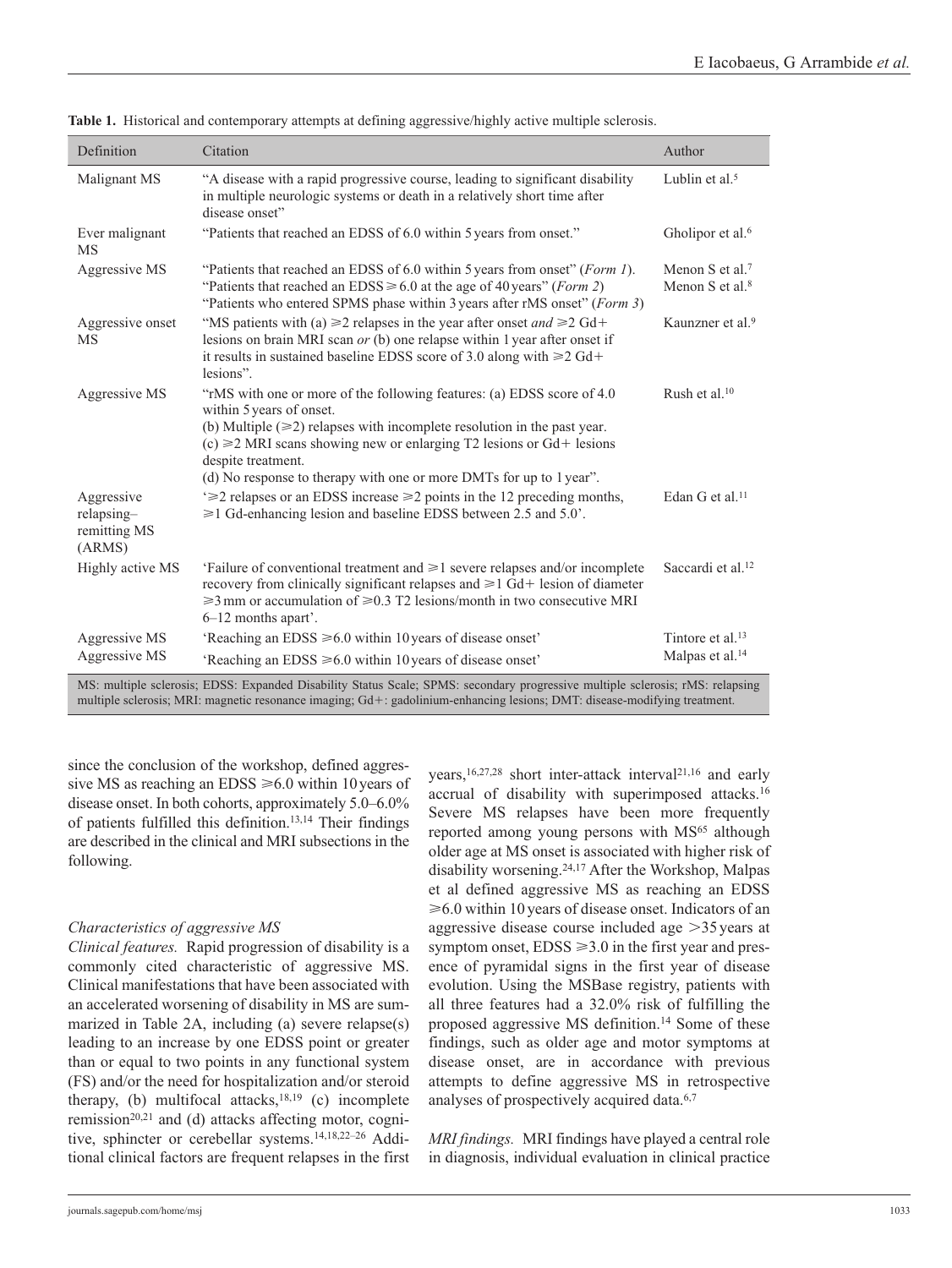**Table 1.** Historical and contemporary attempts at defining aggressive/highly active multiple sclerosis.

| Definition | Citation | Author |
|---|---|---|
| Malignant MS | "A disease with a rapid progressive course, leading to significant disability in multiple neurologic systems or death in a relatively short time after disease onset" | Lublin et al.[5] |
| Ever malignant MS | "Patients that reached an EDSS of 6.0 within 5 years from onset." | Gholipor et al.[6] |
| Aggressive MS | "Patients that reached an EDSS of 6.0 within 5 years from onset" (*Form 1*). "Patients that reached an EDSS ⩾ 6.0 at the age of 40 years" (*Form 2*) "Patients who entered SPMS phase within 3 years after rMS onset" (*Form 3*) | Menon S et al.[7] Menon S et al.[8] |
| Aggressive onset MS | "MS patients with (a) ⩾2 relapses in the year after onset *and* ⩾2 Gd+ lesions on brain MRI scan *or* (b) one relapse within 1 year after onset if it results in sustained baseline EDSS score of 3.0 along with ⩾2 Gd+ lesions". | Kaunzner et al.[9] |
| Aggressive MS | "rMS with one or more of the following features: (a) EDSS score of 4.0 within 5 years of onset. (b) Multiple (⩾2) relapses with incomplete resolution in the past year. (c) ⩾2 MRI scans showing new or enlarging T2 lesions or Gd+ lesions despite treatment. (d) No response to therapy with one or more DMTs for up to 1 year". | Rush et al.[10] |
| Aggressive relapsing–remitting MS (ARMS) | '⩾2 relapses or an EDSS increase ⩾2 points in the 12 preceding months, ⩾1 Gd-enhancing lesion and baseline EDSS between 2.5 and 5.0'. | Edan G et al.[11] |
| Highly active MS | 'Failure of conventional treatment and ⩾1 severe relapses and/or incomplete recovery from clinically significant relapses and ⩾1 Gd+ lesion of diameter ⩾3 mm or accumulation of ⩾0.3 T2 lesions/month in two consecutive MRI 6–12 months apart'. | Saccardi et al.[12] |
| Aggressive MS | 'Reaching an EDSS ⩾6.0 within 10 years of disease onset' | Tintore et al.[13] |
| Aggressive MS | 'Reaching an EDSS ⩾6.0 within 10 years of disease onset' | Malpas et al.[14] |

MS: multiple sclerosis; EDSS: Expanded Disability Status Scale; SPMS: secondary progressive multiple sclerosis; rMS: relapsing multiple sclerosis; MRI: magnetic resonance imaging; Gd+: gadolinium-enhancing lesions; DMT: disease-modifying treatment.

since the conclusion of the workshop, defined aggressive MS as reaching an EDSS ⩾6.0 within 10 years of disease onset. In both cohorts, approximately 5.0–6.0% of patients fulfilled this definition.[13,14] Their findings are described in the clinical and MRI subsections in the following.

### *Characteristics of aggressive MS*

*Clinical features.* Rapid progression of disability is a commonly cited characteristic of aggressive MS. Clinical manifestations that have been associated with an accelerated worsening of disability in MS are summarized in Table 2A, including (a) severe relapse(s) leading to an increase by one EDSS point or greater than or equal to two points in any functional system (FS) and/or the need for hospitalization and/or steroid therapy, (b) multifocal attacks,[18,19] (c) incomplete remission[20,21] and (d) attacks affecting motor, cognitive, sphincter or cerebellar systems.[14,18,22–26] Additional clinical factors are frequent relapses in the first years,[16,27,28] short inter-attack interval[21,16] and early accrual of disability with superimposed attacks.[16] Severe MS relapses have been more frequently reported among young persons with MS[65] although older age at MS onset is associated with higher risk of disability worsening.[24,17] After the Workshop, Malpas et al defined aggressive MS as reaching an EDSS ⩾6.0 within 10 years of disease onset. Indicators of an aggressive disease course included age >35 years at symptom onset, EDSS ⩾3.0 in the first year and presence of pyramidal signs in the first year of disease evolution. Using the MSBase registry, patients with all three features had a 32.0% risk of fulfilling the proposed aggressive MS definition.[14] Some of these findings, such as older age and motor symptoms at disease onset, are in accordance with previous attempts to define aggressive MS in retrospective analyses of prospectively acquired data.[6,7]

*MRI findings.* MRI findings have played a central role in diagnosis, individual evaluation in clinical practice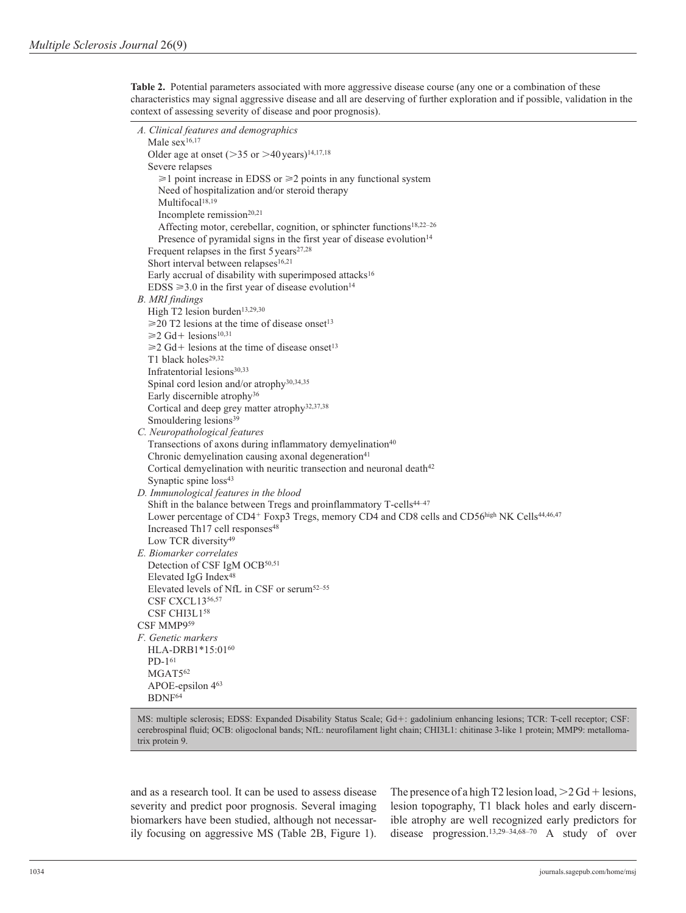**Table 2.** Potential parameters associated with more aggressive disease course (any one or a combination of these characteristics may signal aggressive disease and all are deserving of further exploration and if possible, validation in the context of assessing severity of disease and poor prognosis).

| |
|---|
| *A. Clinical features and demographics* |
| Male sex[16,17] |
| Older age at onset (>35 or >40 years)[14,17,18] |
| Severe relapses |
| ⩾1 point increase in EDSS or ⩾2 points in any functional system |
| Need of hospitalization and/or steroid therapy |
| Multifocal[18,19] |
| Incomplete remission[20,21] |
| Affecting motor, cerebellar, cognition, or sphincter functions[18,22–26] |
| Presence of pyramidal signs in the first year of disease evolution[14] |
| Frequent relapses in the first 5 years[27,28] |
| Short interval between relapses[16,21] |
| Early accrual of disability with superimposed attacks[16] |
| EDSS ⩾3.0 in the first year of disease evolution[14] |
| *B. MRI findings* |
| High T2 lesion burden[13,29,30] |
| ⩾20 T2 lesions at the time of disease onset[13] |
| ⩾2 Gd+ lesions[10,31] |
| ⩾2 Gd+ lesions at the time of disease onset[13] |
| T1 black holes[29,32] |
| Infratentorial lesions[30,33] |
| Spinal cord lesion and/or atrophy[30,34,35] |
| Early discernible atrophy[36] |
| Cortical and deep grey matter atrophy[32,37,38] |
| Smouldering lesions[39] |
| *C. Neuropathological features* |
| Transections of axons during inflammatory demyelination[40] |
| Chronic demyelination causing axonal degeneration[41] |
| Cortical demyelination with neuritic transection and neuronal death[42] |
| Synaptic spine loss[43] |
| *D. Immunological features in the blood* |
| Shift in the balance between Tregs and proinflammatory T-cells[44–47] |
| Lower percentage of CD4+ Foxp3 Tregs, memory CD4 and CD8 cells and CD56$^{high}$ NK Cells[44,46,47] |
| Increased Th17 cell responses[48] |
| Low TCR diversity[49] |
| *E. Biomarker correlates* |
| Detection of CSF IgM OCB[50,51] |
| Elevated IgG Index[48] |
| Elevated levels of NfL in CSF or serum[52–55] |
| CSF CXCL13[56,57] |
| CSF CHI3L1[58] |
| CSF MMP9[59] |
| *F. Genetic markers* |
| HLA-DRB1*15:01[60] |
| PD-1[61] |
| MGAT5[62] |
| APOE-epsilon 4[63] |
| BDNF[64] |

MS: multiple sclerosis; EDSS: Expanded Disability Status Scale; Gd+: gadolinium enhancing lesions; TCR: T-cell receptor; CSF: cerebrospinal fluid; OCB: oligoclonal bands; NfL: neurofilament light chain; CHI3L1: chitinase 3-like 1 protein; MMP9: metallomatrix protein 9.

and as a research tool. It can be used to assess disease severity and predict poor prognosis. Several imaging biomarkers have been studied, although not necessarily focusing on aggressive MS (Table 2B, Figure 1). The presence of a high T2 lesion load, >2 Gd + lesions, lesion topography, T1 black holes and early discernible atrophy are well recognized early predictors for disease progression.[13,29–34,68–70] A study of over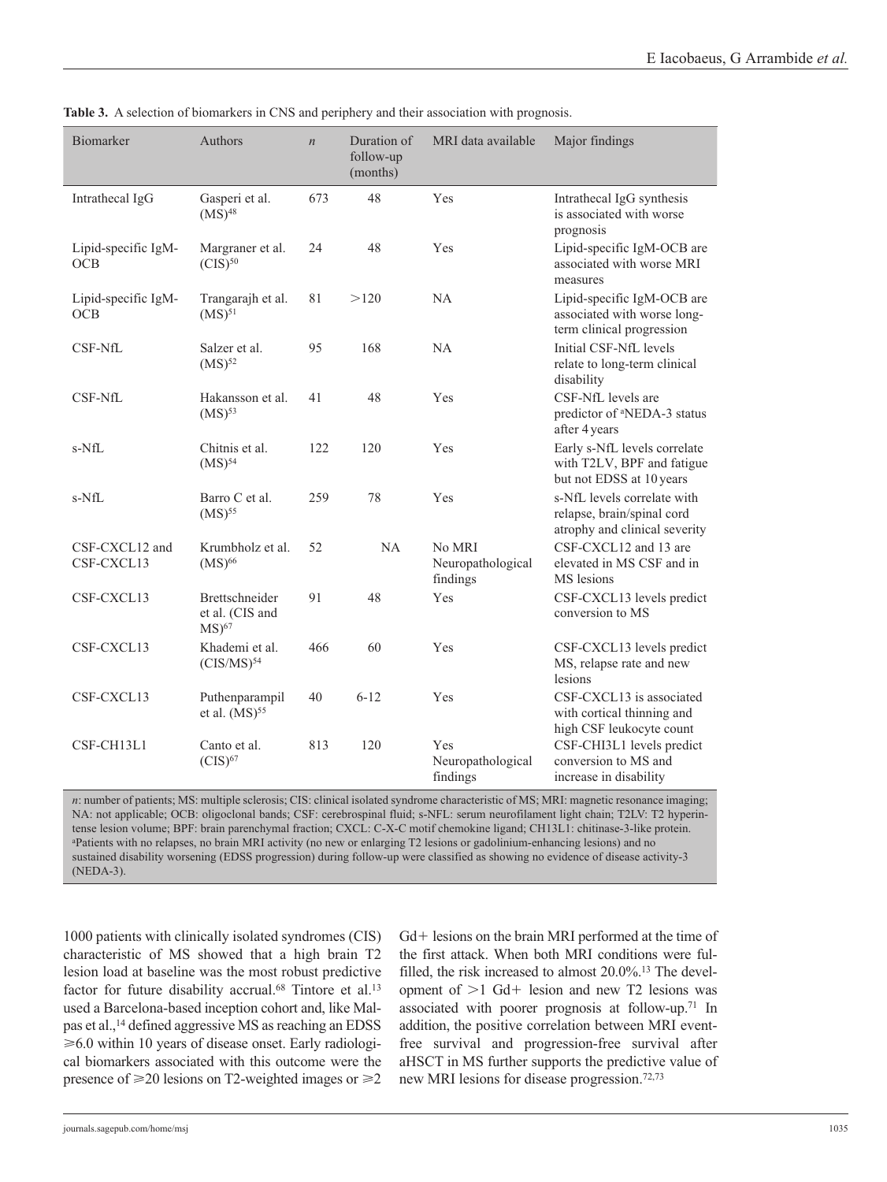**Table 3.** A selection of biomarkers in CNS and periphery and their association with prognosis.

| Biomarker | Authors | *n* | Duration of follow-up (months) | MRI data available | Major findings |
|---|---|---|---|---|---|
| Intrathecal IgG | Gasperi et al. (MS)[48] | 673 | 48 | Yes | Intrathecal IgG synthesis is associated with worse prognosis |
| Lipid-specific IgM-OCB | Margraner et al. (CIS)[50] | 24 | 48 | Yes | Lipid-specific IgM-OCB are associated with worse MRI measures |
| Lipid-specific IgM-OCB | Trangarajh et al. (MS)[51] | 81 | >120 | NA | Lipid-specific IgM-OCB are associated with worse long-term clinical progression |
| CSF-NfL | Salzer et al. (MS)[52] | 95 | 168 | NA | Initial CSF-NfL levels relate to long-term clinical disability |
| CSF-NfL | Hakansson et al. (MS)[53] | 41 | 48 | Yes | CSF-NfL levels are predictor of [a]NEDA-3 status after 4 years |
| s-NfL | Chitnis et al. (MS)[54] | 122 | 120 | Yes | Early s-NfL levels correlate with T2LV, BPF and fatigue but not EDSS at 10 years |
| s-NfL | Barro C et al. (MS)[55] | 259 | 78 | Yes | s-NfL levels correlate with relapse, brain/spinal cord atrophy and clinical severity |
| CSF-CXCL12 and CSF-CXCL13 | Krumbholz et al. (MS)[66] | 52 | NA | No MRI Neuropathological findings | CSF-CXCL12 and 13 are elevated in MS CSF and in MS lesions |
| CSF-CXCL13 | Brettschneider et al. (CIS and MS)[67] | 91 | 48 | Yes | CSF-CXCL13 levels predict conversion to MS |
| CSF-CXCL13 | Khademi et al. (CIS/MS)[54] | 466 | 60 | Yes | CSF-CXCL13 levels predict MS, relapse rate and new lesions |
| CSF-CXCL13 | Puthenparampil et al. (MS)[55] | 40 | 6-12 | Yes | CSF-CXCL13 is associated with cortical thinning and high CSF leukocyte count |
| CSF-CH13L1 | Canto et al. (CIS)[67] | 813 | 120 | Yes Neuropathological findings | CSF-CHI3L1 levels predict conversion to MS and increase in disability |

*n*: number of patients; MS: multiple sclerosis; CIS: clinical isolated syndrome characteristic of MS; MRI: magnetic resonance imaging; NA: not applicable; OCB: oligoclonal bands; CSF: cerebrospinal fluid; s-NFL: serum neurofilament light chain; T2LV: T2 hyperintense lesion volume; BPF: brain parenchymal fraction; CXCL: C-X-C motif chemokine ligand; CH13L1: chitinase-3-like protein.
[a]Patients with no relapses, no brain MRI activity (no new or enlarging T2 lesions or gadolinium-enhancing lesions) and no sustained disability worsening (EDSS progression) during follow-up were classified as showing no evidence of disease activity-3 (NEDA-3).

1000 patients with clinically isolated syndromes (CIS) characteristic of MS showed that a high brain T2 lesion load at baseline was the most robust predictive factor for future disability accrual.[68] Tintore et al.[13] used a Barcelona-based inception cohort and, like Malpas et al.,[14] defined aggressive MS as reaching an EDSS ⩾6.0 within 10 years of disease onset. Early radiological biomarkers associated with this outcome were the presence of ⩾20 lesions on T2-weighted images or ⩾2 Gd+ lesions on the brain MRI performed at the time of the first attack. When both MRI conditions were fulfilled, the risk increased to almost 20.0%.[13] The development of >1 Gd+ lesion and new T2 lesions was associated with poorer prognosis at follow-up.[71] In addition, the positive correlation between MRI event-free survival and progression-free survival after aHSCT in MS further supports the predictive value of new MRI lesions for disease progression.[72,73]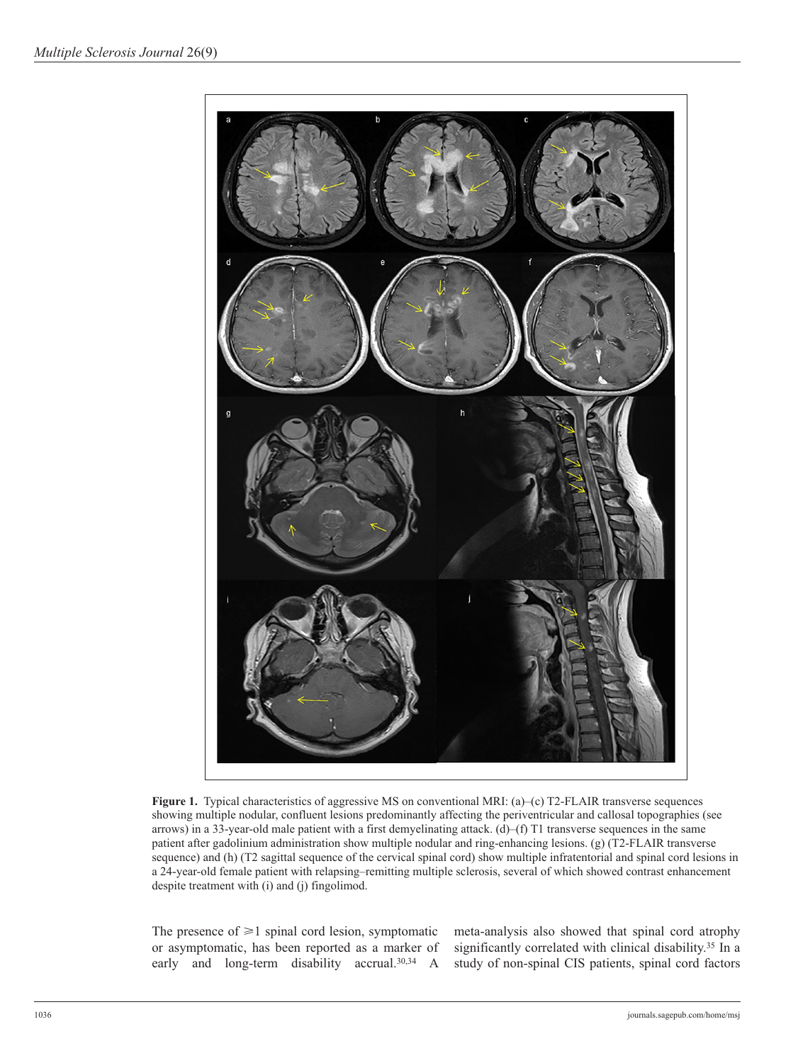**Figure 1.** Typical characteristics of aggressive MS on conventional MRI: (a)–(c) T2-FLAIR transverse sequences showing multiple nodular, confluent lesions predominantly affecting the periventricular and callosal topographies (see arrows) in a 33-year-old male patient with a first demyelinating attack. (d)–(f) T1 transverse sequences in the same patient after gadolinium administration show multiple nodular and ring-enhancing lesions. (g) (T2-FLAIR transverse sequence) and (h) (T2 sagittal sequence of the cervical spinal cord) show multiple infratentorial and spinal cord lesions in a 24-year-old female patient with relapsing–remitting multiple sclerosis, several of which showed contrast enhancement despite treatment with (i) and (j) fingolimod.

The presence of ⩾1 spinal cord lesion, symptomatic or asymptomatic, has been reported as a marker of early and long-term disability accrual.[30,34] A meta-analysis also showed that spinal cord atrophy significantly correlated with clinical disability.[35] In a study of non-spinal CIS patients, spinal cord factors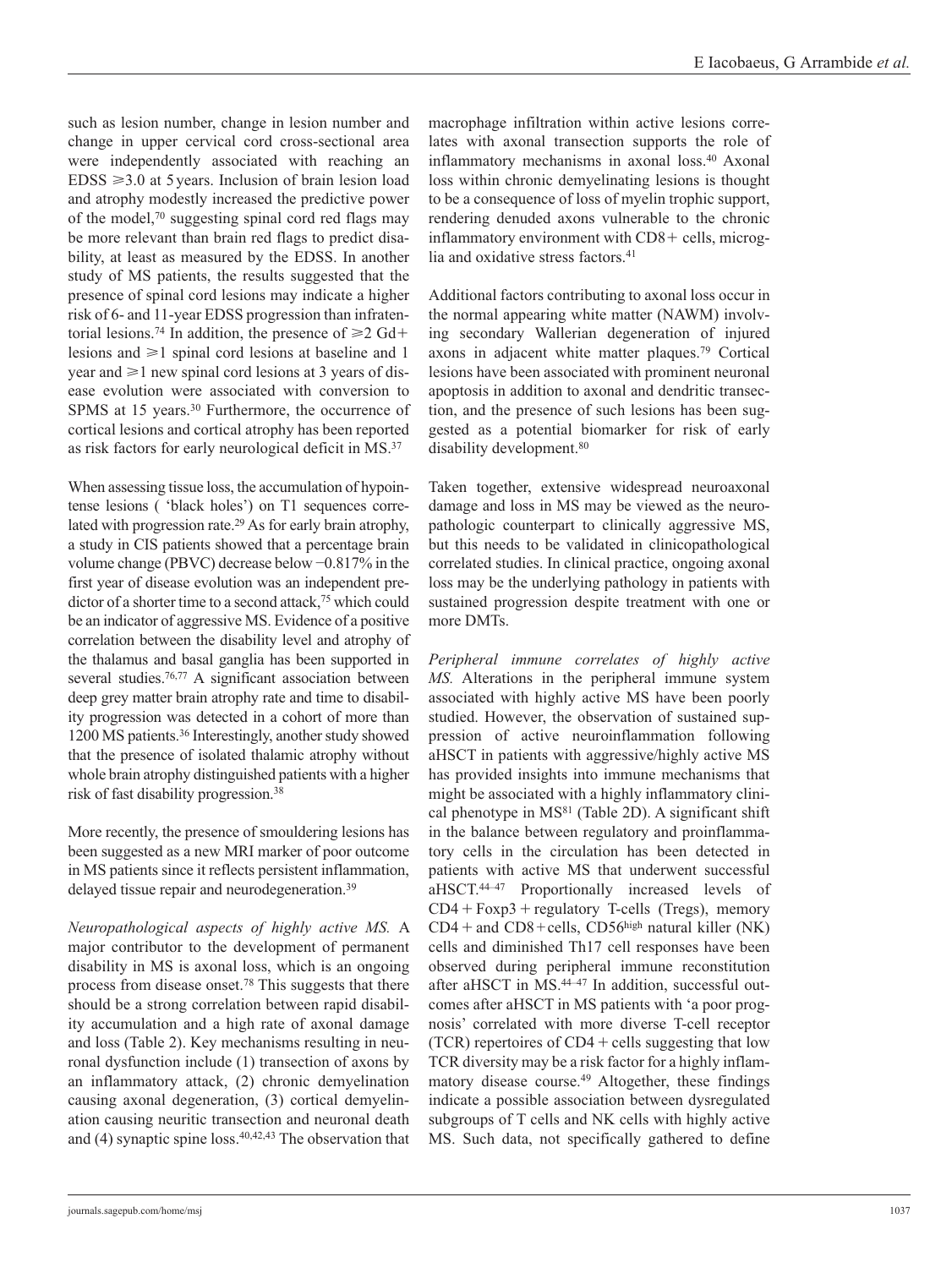such as lesion number, change in lesion number and change in upper cervical cord cross-sectional area were independently associated with reaching an EDSS $\geqslant 3.0$ at 5 years. Inclusion of brain lesion load and atrophy modestly increased the predictive power of the model,[70] suggesting spinal cord red flags may be more relevant than brain red flags to predict disability, at least as measured by the EDSS. In another study of MS patients, the results suggested that the presence of spinal cord lesions may indicate a higher risk of 6- and 11-year EDSS progression than infratentorial lesions.[74] In addition, the presence of $\geqslant 2$ Gd+ lesions and $\geqslant 1$ spinal cord lesions at baseline and 1 year and $\geqslant 1$ new spinal cord lesions at 3 years of disease evolution were associated with conversion to SPMS at 15 years.[30] Furthermore, the occurrence of cortical lesions and cortical atrophy has been reported as risk factors for early neurological deficit in MS.[37]

When assessing tissue loss, the accumulation of hypointense lesions ( 'black holes') on T1 sequences correlated with progression rate.[29] As for early brain atrophy, a study in CIS patients showed that a percentage brain volume change (PBVC) decrease below −0.817% in the first year of disease evolution was an independent predictor of a shorter time to a second attack,[75] which could be an indicator of aggressive MS. Evidence of a positive correlation between the disability level and atrophy of the thalamus and basal ganglia has been supported in several studies.[76,77] A significant association between deep grey matter brain atrophy rate and time to disability progression was detected in a cohort of more than 1200 MS patients.[36] Interestingly, another study showed that the presence of isolated thalamic atrophy without whole brain atrophy distinguished patients with a higher risk of fast disability progression.[38]

More recently, the presence of smouldering lesions has been suggested as a new MRI marker of poor outcome in MS patients since it reflects persistent inflammation, delayed tissue repair and neurodegeneration.[39]

*Neuropathological aspects of highly active MS.* A major contributor to the development of permanent disability in MS is axonal loss, which is an ongoing process from disease onset.[78] This suggests that there should be a strong correlation between rapid disability accumulation and a high rate of axonal damage and loss (Table 2). Key mechanisms resulting in neuronal dysfunction include (1) transection of axons by an inflammatory attack, (2) chronic demyelination causing axonal degeneration, (3) cortical demyelination causing neuritic transection and neuronal death and (4) synaptic spine loss.[40,42,43] The observation that macrophage infiltration within active lesions correlates with axonal transection supports the role of inflammatory mechanisms in axonal loss.[40] Axonal loss within chronic demyelinating lesions is thought to be a consequence of loss of myelin trophic support, rendering denuded axons vulnerable to the chronic inflammatory environment with CD8+ cells, microglia and oxidative stress factors.[41]

Additional factors contributing to axonal loss occur in the normal appearing white matter (NAWM) involving secondary Wallerian degeneration of injured axons in adjacent white matter plaques.[79] Cortical lesions have been associated with prominent neuronal apoptosis in addition to axonal and dendritic transection, and the presence of such lesions has been suggested as a potential biomarker for risk of early disability development.[80]

Taken together, extensive widespread neuroaxonal damage and loss in MS may be viewed as the neuropathologic counterpart to clinically aggressive MS, but this needs to be validated in clinicopathological correlated studies. In clinical practice, ongoing axonal loss may be the underlying pathology in patients with sustained progression despite treatment with one or more DMTs.

*Peripheral immune correlates of highly active MS.* Alterations in the peripheral immune system associated with highly active MS have been poorly studied. However, the observation of sustained suppression of active neuroinflammation following aHSCT in patients with aggressive/highly active MS has provided insights into immune mechanisms that might be associated with a highly inflammatory clinical phenotype in MS[81] (Table 2D). A significant shift in the balance between regulatory and proinflammatory cells in the circulation has been detected in patients with active MS that underwent successful aHSCT.[44–47] Proportionally increased levels of CD4 + Foxp3 + regulatory T-cells (Tregs), memory CD4 + and CD8 + cells, $CD56^{high}$ natural killer (NK) cells and diminished Th17 cell responses have been observed during peripheral immune reconstitution after aHSCT in MS.[44–47] In addition, successful outcomes after aHSCT in MS patients with 'a poor prognosis' correlated with more diverse T-cell receptor (TCR) repertoires of CD4 + cells suggesting that low TCR diversity may be a risk factor for a highly inflammatory disease course.[49] Altogether, these findings indicate a possible association between dysregulated subgroups of T cells and NK cells with highly active MS. Such data, not specifically gathered to define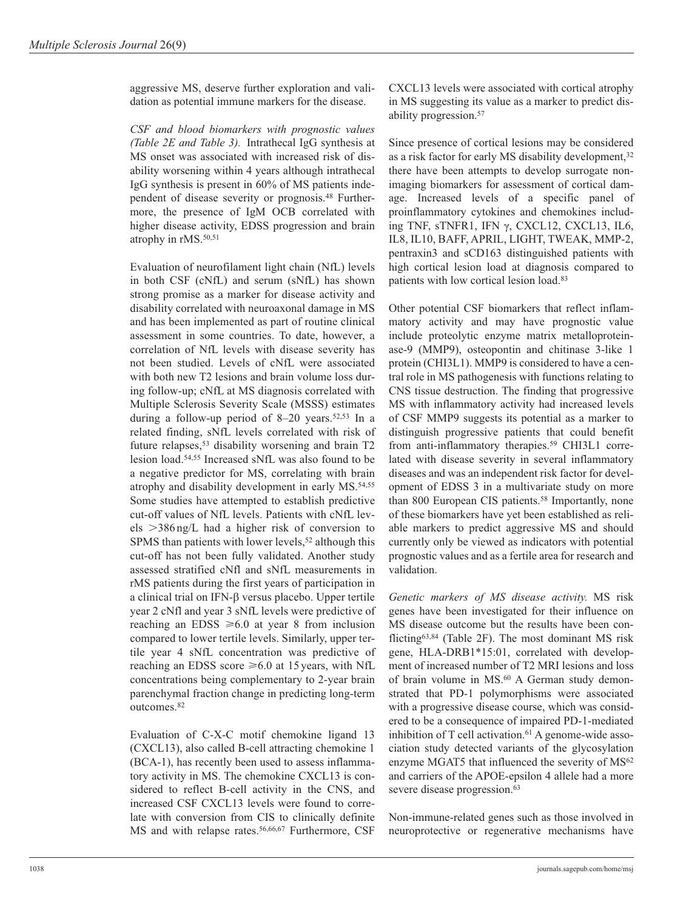aggressive MS, deserve further exploration and validation as potential immune markers for the disease.

*CSF and blood biomarkers with prognostic values (Table 2E and Table 3).* Intrathecal IgG synthesis at MS onset was associated with increased risk of disability worsening within 4 years although intrathecal IgG synthesis is present in 60% of MS patients independent of disease severity or prognosis.[48] Furthermore, the presence of IgM OCB correlated with higher disease activity, EDSS progression and brain atrophy in rMS.[50,51]

Evaluation of neurofilament light chain (NfL) levels in both CSF (cNfL) and serum (sNfL) has shown strong promise as a marker for disease activity and disability correlated with neuroaxonal damage in MS and has been implemented as part of routine clinical assessment in some countries. To date, however, a correlation of NfL levels with disease severity has not been studied. Levels of cNfL were associated with both new T2 lesions and brain volume loss during follow-up; cNfL at MS diagnosis correlated with Multiple Sclerosis Severity Scale (MSSS) estimates during a follow-up period of 8–20 years.[52,53] In a related finding, sNfL levels correlated with risk of future relapses,[53] disability worsening and brain T2 lesion load.[54,55] Increased sNfL was also found to be a negative predictor for MS, correlating with brain atrophy and disability development in early MS.[54,55] Some studies have attempted to establish predictive cut-off values of NfL levels. Patients with cNfL levels >386 ng/L had a higher risk of conversion to SPMS than patients with lower levels,[52] although this cut-off has not been fully validated. Another study assessed stratified cNfl and sNfL measurements in rMS patients during the first years of participation in a clinical trial on IFN-β versus placebo. Upper tertile year 2 cNfl and year 3 sNfL levels were predictive of reaching an EDSS ⩾6.0 at year 8 from inclusion compared to lower tertile levels. Similarly, upper tertile year 4 sNfL concentration was predictive of reaching an EDSS score ⩾6.0 at 15 years, with NfL concentrations being complementary to 2-year brain parenchymal fraction change in predicting long-term outcomes.[82]

Evaluation of C-X-C motif chemokine ligand 13 (CXCL13), also called B-cell attracting chemokine 1 (BCA-1), has recently been used to assess inflammatory activity in MS. The chemokine CXCL13 is considered to reflect B-cell activity in the CNS, and increased CSF CXCL13 levels were found to correlate with conversion from CIS to clinically definite MS and with relapse rates.[56,66,67] Furthermore, CSF CXCL13 levels were associated with cortical atrophy in MS suggesting its value as a marker to predict disability progression.[57]

Since presence of cortical lesions may be considered as a risk factor for early MS disability development,[32] there have been attempts to develop surrogate non-imaging biomarkers for assessment of cortical damage. Increased levels of a specific panel of proinflammatory cytokines and chemokines including TNF, sTNFR1, IFN γ, CXCL12, CXCL13, IL6, IL8, IL10, BAFF, APRIL, LIGHT, TWEAK, MMP-2, pentraxin3 and sCD163 distinguished patients with high cortical lesion load at diagnosis compared to patients with low cortical lesion load.[83]

Other potential CSF biomarkers that reflect inflammatory activity and may have prognostic value include proteolytic enzyme matrix metalloproteinase-9 (MMP9), osteopontin and chitinase 3-like 1 protein (CHI3L1). MMP9 is considered to have a central role in MS pathogenesis with functions relating to CNS tissue destruction. The finding that progressive MS with inflammatory activity had increased levels of CSF MMP9 suggests its potential as a marker to distinguish progressive patients that could benefit from anti-inflammatory therapies.[59] CHI3L1 correlated with disease severity in several inflammatory diseases and was an independent risk factor for development of EDSS 3 in a multivariate study on more than 800 European CIS patients.[58] Importantly, none of these biomarkers have yet been established as reliable markers to predict aggressive MS and should currently only be viewed as indicators with potential prognostic values and as a fertile area for research and validation.

*Genetic markers of MS disease activity.* MS risk genes have been investigated for their influence on MS disease outcome but the results have been conflicting[63,84] (Table 2F). The most dominant MS risk gene, HLA-DRB1*15:01, correlated with development of increased number of T2 MRI lesions and loss of brain volume in MS.[60] A German study demonstrated that PD-1 polymorphisms were associated with a progressive disease course, which was considered to be a consequence of impaired PD-1-mediated inhibition of T cell activation.[61] A genome-wide association study detected variants of the glycosylation enzyme MGAT5 that influenced the severity of MS[62] and carriers of the APOE-epsilon 4 allele had a more severe disease progression.[63]

Non-immune-related genes such as those involved in neuroprotective or regenerative mechanisms have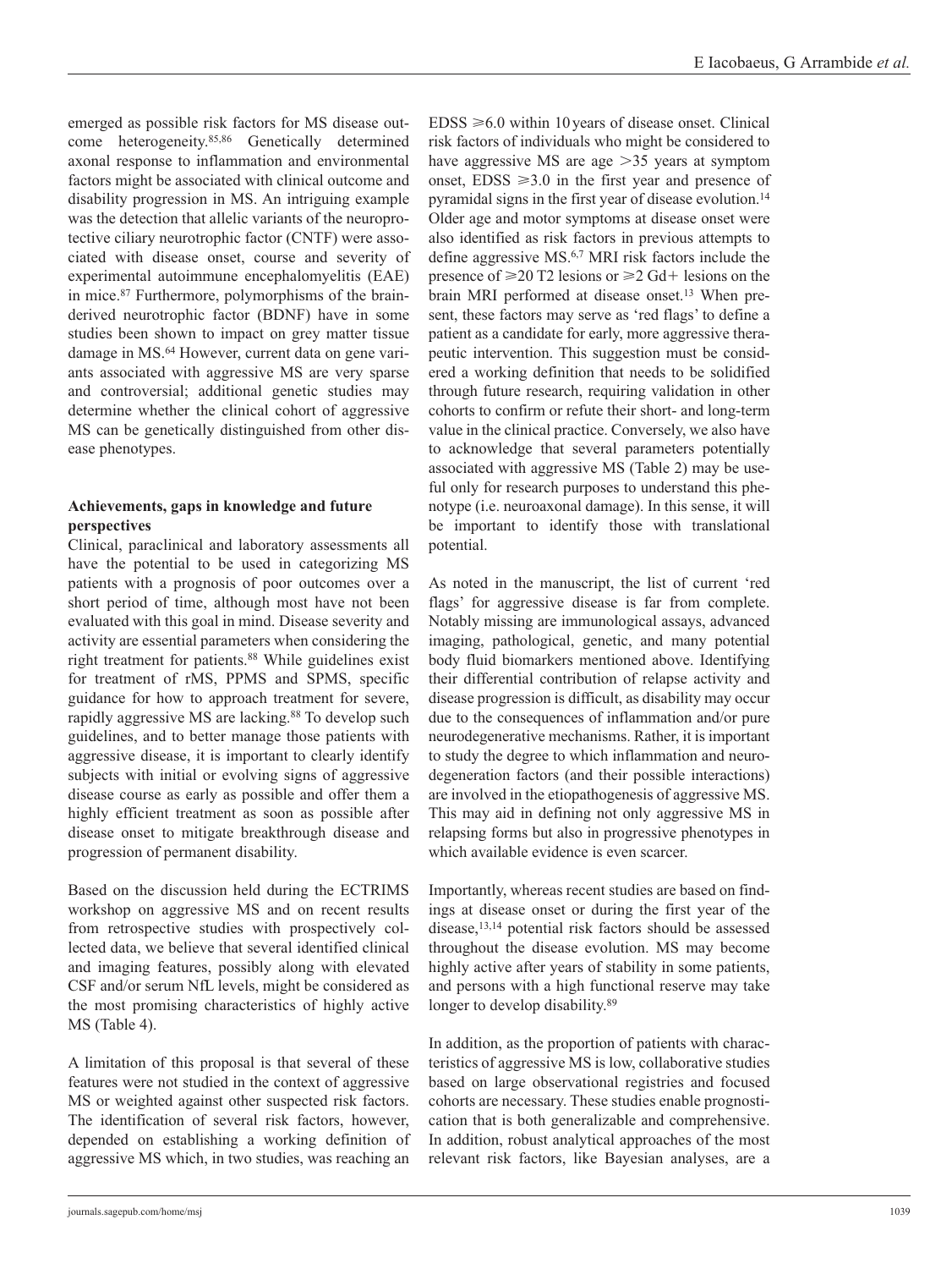emerged as possible risk factors for MS disease outcome heterogeneity.[85,86] Genetically determined axonal response to inflammation and environmental factors might be associated with clinical outcome and disability progression in MS. An intriguing example was the detection that allelic variants of the neuroprotective ciliary neurotrophic factor (CNTF) were associated with disease onset, course and severity of experimental autoimmune encephalomyelitis (EAE) in mice.[87] Furthermore, polymorphisms of the brain-derived neurotrophic factor (BDNF) have in some studies been shown to impact on grey matter tissue damage in MS.[64] However, current data on gene variants associated with aggressive MS are very sparse and controversial; additional genetic studies may determine whether the clinical cohort of aggressive MS can be genetically distinguished from other disease phenotypes.

**Achievements, gaps in knowledge and future perspectives**

Clinical, paraclinical and laboratory assessments all have the potential to be used in categorizing MS patients with a prognosis of poor outcomes over a short period of time, although most have not been evaluated with this goal in mind. Disease severity and activity are essential parameters when considering the right treatment for patients.[88] While guidelines exist for treatment of rMS, PPMS and SPMS, specific guidance for how to approach treatment for severe, rapidly aggressive MS are lacking.[88] To develop such guidelines, and to better manage those patients with aggressive disease, it is important to clearly identify subjects with initial or evolving signs of aggressive disease course as early as possible and offer them a highly efficient treatment as soon as possible after disease onset to mitigate breakthrough disease and progression of permanent disability.

Based on the discussion held during the ECTRIMS workshop on aggressive MS and on recent results from retrospective studies with prospectively collected data, we believe that several identified clinical and imaging features, possibly along with elevated CSF and/or serum NfL levels, might be considered as the most promising characteristics of highly active MS (Table 4).

A limitation of this proposal is that several of these features were not studied in the context of aggressive MS or weighted against other suspected risk factors. The identification of several risk factors, however, depended on establishing a working definition of aggressive MS which, in two studies, was reaching an EDSS ⩾6.0 within 10 years of disease onset. Clinical risk factors of individuals who might be considered to have aggressive MS are age >35 years at symptom onset, EDSS ⩾3.0 in the first year and presence of pyramidal signs in the first year of disease evolution.[14] Older age and motor symptoms at disease onset were also identified as risk factors in previous attempts to define aggressive MS.[6,7] MRI risk factors include the presence of ⩾20 T2 lesions or ⩾2 Gd+ lesions on the brain MRI performed at disease onset.[13] When present, these factors may serve as 'red flags' to define a patient as a candidate for early, more aggressive therapeutic intervention. This suggestion must be considered a working definition that needs to be solidified through future research, requiring validation in other cohorts to confirm or refute their short- and long-term value in the clinical practice. Conversely, we also have to acknowledge that several parameters potentially associated with aggressive MS (Table 2) may be useful only for research purposes to understand this phenotype (i.e. neuroaxonal damage). In this sense, it will be important to identify those with translational potential.

As noted in the manuscript, the list of current 'red flags' for aggressive disease is far from complete. Notably missing are immunological assays, advanced imaging, pathological, genetic, and many potential body fluid biomarkers mentioned above. Identifying their differential contribution of relapse activity and disease progression is difficult, as disability may occur due to the consequences of inflammation and/or pure neurodegenerative mechanisms. Rather, it is important to study the degree to which inflammation and neurodegeneration factors (and their possible interactions) are involved in the etiopathogenesis of aggressive MS. This may aid in defining not only aggressive MS in relapsing forms but also in progressive phenotypes in which available evidence is even scarcer.

Importantly, whereas recent studies are based on findings at disease onset or during the first year of the disease,[13,14] potential risk factors should be assessed throughout the disease evolution. MS may become highly active after years of stability in some patients, and persons with a high functional reserve may take longer to develop disability.[89]

In addition, as the proportion of patients with characteristics of aggressive MS is low, collaborative studies based on large observational registries and focused cohorts are necessary. These studies enable prognostication that is both generalizable and comprehensive. In addition, robust analytical approaches of the most relevant risk factors, like Bayesian analyses, are a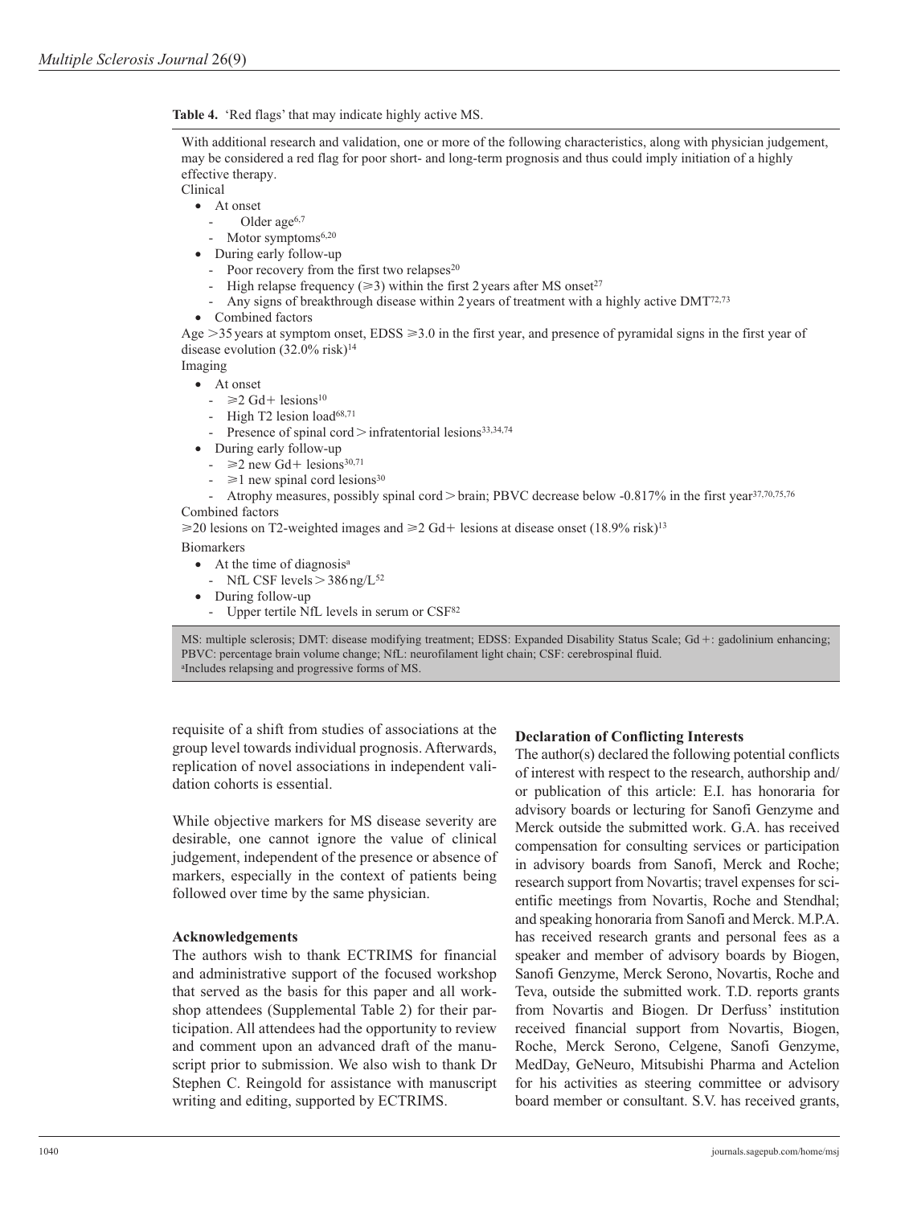**Table 4.** 'Red flags' that may indicate highly active MS.

With additional research and validation, one or more of the following characteristics, along with physician judgement, may be considered a red flag for poor short- and long-term prognosis and thus could imply initiation of a highly effective therapy.

Clinical

- At onset
  - Older age[6,7]
  - Motor symptoms[6,20]
- During early follow-up
  - Poor recovery from the first two relapses[20]
  - High relapse frequency (⩾3) within the first 2 years after MS onset[27]
  - Any signs of breakthrough disease within 2 years of treatment with a highly active DMT[72,73]
- Combined factors

Age >35 years at symptom onset, EDSS ⩾3.0 in the first year, and presence of pyramidal signs in the first year of disease evolution (32.0% risk)[14]

Imaging

- At onset
  - ⩾2 Gd+ lesions[10]
  - High T2 lesion load[68,71]
  - Presence of spinal cord > infratentorial lesions[33,34,74]
- During early follow-up
  - ⩾2 new Gd+ lesions[30,71]
  - ⩾1 new spinal cord lesions[30]
  - Atrophy measures, possibly spinal cord > brain; PBVC decrease below -0.817% in the first year[37,70,75,76]

Combined factors

⩾20 lesions on T2-weighted images and ⩾2 Gd+ lesions at disease onset (18.9% risk)[13]

Biomarkers

- At the time of diagnosis[a]
  - NfL CSF levels > 386 ng/L[52]
- During follow-up
  - Upper tertile NfL levels in serum or CSF[82]

MS: multiple sclerosis; DMT: disease modifying treatment; EDSS: Expanded Disability Status Scale; Gd+: gadolinium enhancing; PBVC: percentage brain volume change; NfL: neurofilament light chain; CSF: cerebrospinal fluid.
[a]Includes relapsing and progressive forms of MS.

requisite of a shift from studies of associations at the group level towards individual prognosis. Afterwards, replication of novel associations in independent validation cohorts is essential.

While objective markers for MS disease severity are desirable, one cannot ignore the value of clinical judgement, independent of the presence or absence of markers, especially in the context of patients being followed over time by the same physician.

## Acknowledgements

The authors wish to thank ECTRIMS for financial and administrative support of the focused workshop that served as the basis for this paper and all workshop attendees (Supplemental Table 2) for their participation. All attendees had the opportunity to review and comment upon an advanced draft of the manuscript prior to submission. We also wish to thank Dr Stephen C. Reingold for assistance with manuscript writing and editing, supported by ECTRIMS.

## Declaration of Conflicting Interests

The author(s) declared the following potential conflicts of interest with respect to the research, authorship and/or publication of this article: E.I. has honoraria for advisory boards or lecturing for Sanofi Genzyme and Merck outside the submitted work. G.A. has received compensation for consulting services or participation in advisory boards from Sanofi, Merck and Roche; research support from Novartis; travel expenses for scientific meetings from Novartis, Roche and Stendhal; and speaking honoraria from Sanofi and Merck. M.P.A. has received research grants and personal fees as a speaker and member of advisory boards by Biogen, Sanofi Genzyme, Merck Serono, Novartis, Roche and Teva, outside the submitted work. T.D. reports grants from Novartis and Biogen. Dr Derfuss' institution received financial support from Novartis, Biogen, Roche, Merck Serono, Celgene, Sanofi Genzyme, MedDay, GeNeuro, Mitsubishi Pharma and Actelion for his activities as steering committee or advisory board member or consultant. S.V. has received grants,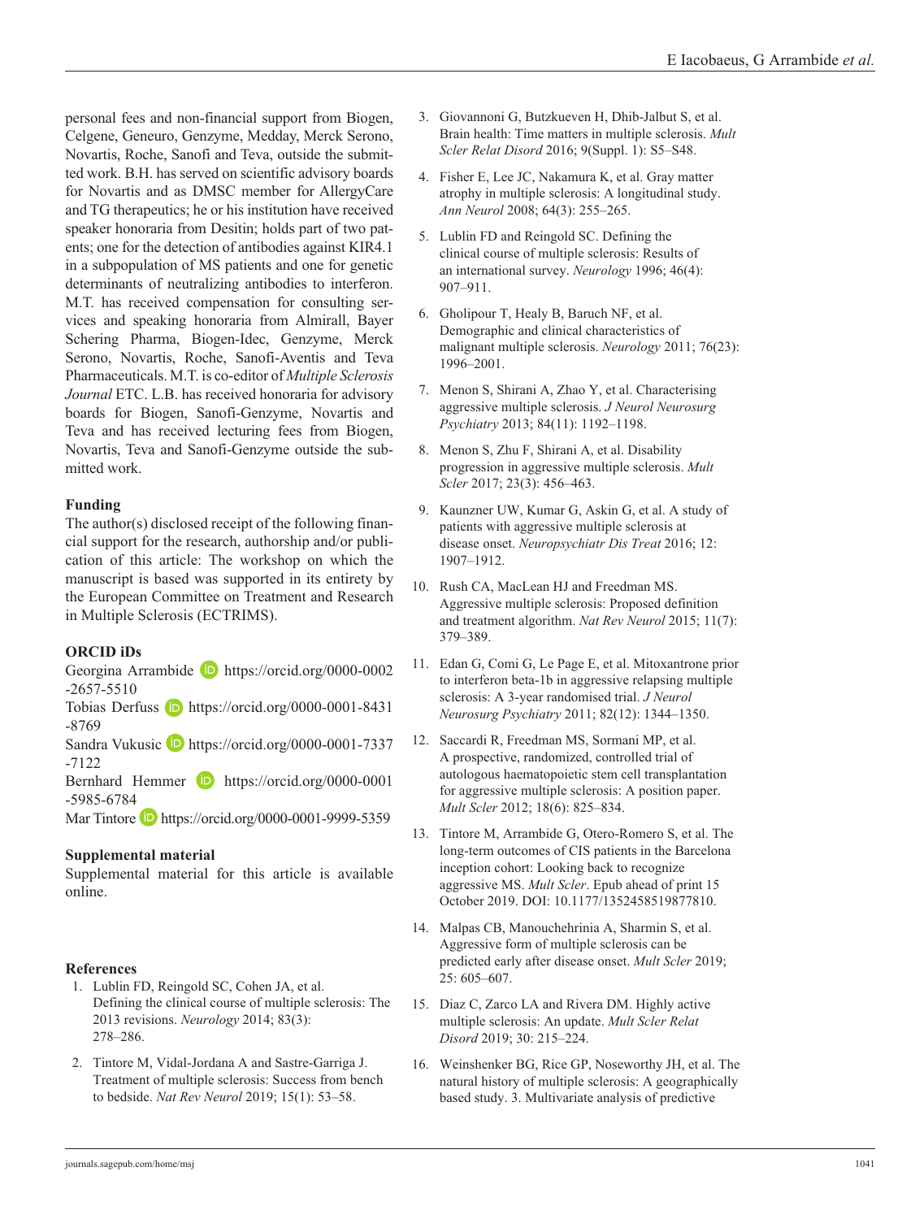personal fees and non-financial support from Biogen, Celgene, Geneuro, Genzyme, Medday, Merck Serono, Novartis, Roche, Sanofi and Teva, outside the submitted work. B.H. has served on scientific advisory boards for Novartis and as DMSC member for AllergyCare and TG therapeutics; he or his institution have received speaker honoraria from Desitin; holds part of two patents; one for the detection of antibodies against KIR4.1 in a subpopulation of MS patients and one for genetic determinants of neutralizing antibodies to interferon. M.T. has received compensation for consulting services and speaking honoraria from Almirall, Bayer Schering Pharma, Biogen-Idec, Genzyme, Merck Serono, Novartis, Roche, Sanofi-Aventis and Teva Pharmaceuticals. M.T. is co-editor of *Multiple Sclerosis Journal* ETC. L.B. has received honoraria for advisory boards for Biogen, Sanofi-Genzyme, Novartis and Teva and has received lecturing fees from Biogen, Novartis, Teva and Sanofi-Genzyme outside the submitted work.

### Funding

The author(s) disclosed receipt of the following financial support for the research, authorship and/or publication of this article: The workshop on which the manuscript is based was supported in its entirety by the European Committee on Treatment and Research in Multiple Sclerosis (ECTRIMS).

### ORCID iDs

Georgina Arrambide https://orcid.org/0000-0002-2657-5510
Tobias Derfuss https://orcid.org/0000-0001-8431-8769
Sandra Vukusic https://orcid.org/0000-0001-7337-7122
Bernhard Hemmer https://orcid.org/0000-0001-5985-6784
Mar Tintore https://orcid.org/0000-0001-9999-5359

### Supplemental material

Supplemental material for this article is available online.

### References

1. Lublin FD, Reingold SC, Cohen JA, et al. Defining the clinical course of multiple sclerosis: The 2013 revisions. *Neurology* 2014; 83(3): 278–286.
2. Tintore M, Vidal-Jordana A and Sastre-Garriga J. Treatment of multiple sclerosis: Success from bench to bedside. *Nat Rev Neurol* 2019; 15(1): 53–58.
3. Giovannoni G, Butzkueven H, Dhib-Jalbut S, et al. Brain health: Time matters in multiple sclerosis. *Mult Scler Relat Disord* 2016; 9(Suppl. 1): S5–S48.
4. Fisher E, Lee JC, Nakamura K, et al. Gray matter atrophy in multiple sclerosis: A longitudinal study. *Ann Neurol* 2008; 64(3): 255–265.
5. Lublin FD and Reingold SC. Defining the clinical course of multiple sclerosis: Results of an international survey. *Neurology* 1996; 46(4): 907–911.
6. Gholipour T, Healy B, Baruch NF, et al. Demographic and clinical characteristics of malignant multiple sclerosis. *Neurology* 2011; 76(23): 1996–2001.
7. Menon S, Shirani A, Zhao Y, et al. Characterising aggressive multiple sclerosis. *J Neurol Neurosurg Psychiatry* 2013; 84(11): 1192–1198.
8. Menon S, Zhu F, Shirani A, et al. Disability progression in aggressive multiple sclerosis. *Mult Scler* 2017; 23(3): 456–463.
9. Kaunzner UW, Kumar G, Askin G, et al. A study of patients with aggressive multiple sclerosis at disease onset. *Neuropsychiatr Dis Treat* 2016; 12: 1907–1912.
10. Rush CA, MacLean HJ and Freedman MS. Aggressive multiple sclerosis: Proposed definition and treatment algorithm. *Nat Rev Neurol* 2015; 11(7): 379–389.
11. Edan G, Comi G, Le Page E, et al. Mitoxantrone prior to interferon beta-1b in aggressive relapsing multiple sclerosis: A 3-year randomised trial. *J Neurol Neurosurg Psychiatry* 2011; 82(12): 1344–1350.
12. Saccardi R, Freedman MS, Sormani MP, et al. A prospective, randomized, controlled trial of autologous haematopoietic stem cell transplantation for aggressive multiple sclerosis: A position paper. *Mult Scler* 2012; 18(6): 825–834.
13. Tintore M, Arrambide G, Otero-Romero S, et al. The long-term outcomes of CIS patients in the Barcelona inception cohort: Looking back to recognize aggressive MS. *Mult Scler*. Epub ahead of print 15 October 2019. DOI: 10.1177/1352458519877810.
14. Malpas CB, Manouchehrinia A, Sharmin S, et al. Aggressive form of multiple sclerosis can be predicted early after disease onset. *Mult Scler* 2019; 25: 605–607.
15. Diaz C, Zarco LA and Rivera DM. Highly active multiple sclerosis: An update. *Mult Scler Relat Disord* 2019; 30: 215–224.
16. Weinshenker BG, Rice GP, Noseworthy JH, et al. The natural history of multiple sclerosis: A geographically based study. 3. Multivariate analysis of predictive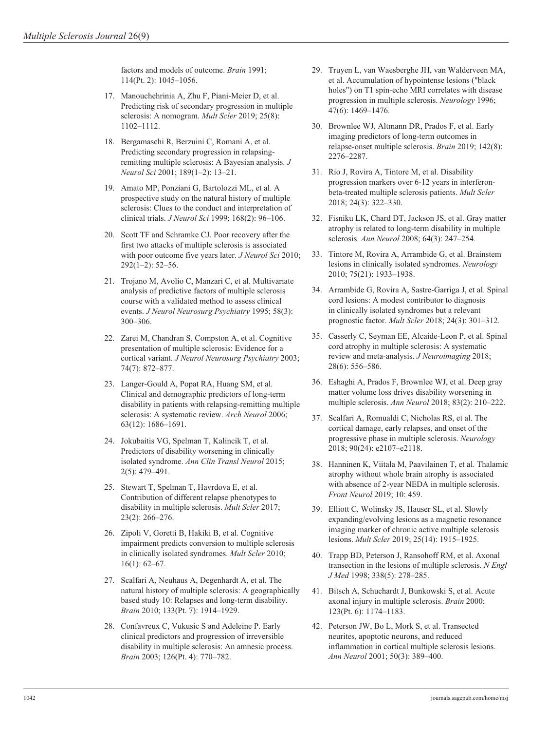factors and models of outcome. *Brain* 1991; 114(Pt. 2): 1045–1056.

17. Manouchehrinia A, Zhu F, Piani-Meier D, et al. Predicting risk of secondary progression in multiple sclerosis: A nomogram. *Mult Scler* 2019; 25(8): 1102–1112.
18. Bergamaschi R, Berzuini C, Romani A, et al. Predicting secondary progression in relapsing-remitting multiple sclerosis: A Bayesian analysis. *J Neurol Sci* 2001; 189(1–2): 13–21.
19. Amato MP, Ponziani G, Bartolozzi ML, et al. A prospective study on the natural history of multiple sclerosis: Clues to the conduct and interpretation of clinical trials. *J Neurol Sci* 1999; 168(2): 96–106.
20. Scott TF and Schramke CJ. Poor recovery after the first two attacks of multiple sclerosis is associated with poor outcome five years later. *J Neurol Sci* 2010; 292(1–2): 52–56.
21. Trojano M, Avolio C, Manzari C, et al. Multivariate analysis of predictive factors of multiple sclerosis course with a validated method to assess clinical events. *J Neurol Neurosurg Psychiatry* 1995; 58(3): 300–306.
22. Zarei M, Chandran S, Compston A, et al. Cognitive presentation of multiple sclerosis: Evidence for a cortical variant. *J Neurol Neurosurg Psychiatry* 2003; 74(7): 872–877.
23. Langer-Gould A, Popat RA, Huang SM, et al. Clinical and demographic predictors of long-term disability in patients with relapsing-remitting multiple sclerosis: A systematic review. *Arch Neurol* 2006; 63(12): 1686–1691.
24. Jokubaitis VG, Spelman T, Kalincik T, et al. Predictors of disability worsening in clinically isolated syndrome. *Ann Clin Transl Neurol* 2015; 2(5): 479–491.
25. Stewart T, Spelman T, Havrdova E, et al. Contribution of different relapse phenotypes to disability in multiple sclerosis. *Mult Scler* 2017; 23(2): 266–276.
26. Zipoli V, Goretti B, Hakiki B, et al. Cognitive impairment predicts conversion to multiple sclerosis in clinically isolated syndromes. *Mult Scler* 2010; 16(1): 62–67.
27. Scalfari A, Neuhaus A, Degenhardt A, et al. The natural history of multiple sclerosis: A geographically based study 10: Relapses and long-term disability. *Brain* 2010; 133(Pt. 7): 1914–1929.
28. Confavreux C, Vukusic S and Adeleine P. Early clinical predictors and progression of irreversible disability in multiple sclerosis: An amnesic process. *Brain* 2003; 126(Pt. 4): 770–782.
29. Truyen L, van Waesberghe JH, van Walderveen MA, et al. Accumulation of hypointense lesions ("black holes") on T1 spin-echo MRI correlates with disease progression in multiple sclerosis. *Neurology* 1996; 47(6): 1469–1476.
30. Brownlee WJ, Altmann DR, Prados F, et al. Early imaging predictors of long-term outcomes in relapse-onset multiple sclerosis. *Brain* 2019; 142(8): 2276–2287.
31. Rio J, Rovira A, Tintore M, et al. Disability progression markers over 6-12 years in interferon-beta-treated multiple sclerosis patients. *Mult Scler* 2018; 24(3): 322–330.
32. Fisniku LK, Chard DT, Jackson JS, et al. Gray matter atrophy is related to long-term disability in multiple sclerosis. *Ann Neurol* 2008; 64(3): 247–254.
33. Tintore M, Rovira A, Arrambide G, et al. Brainstem lesions in clinically isolated syndromes. *Neurology* 2010; 75(21): 1933–1938.
34. Arrambide G, Rovira A, Sastre-Garriga J, et al. Spinal cord lesions: A modest contributor to diagnosis in clinically isolated syndromes but a relevant prognostic factor. *Mult Scler* 2018; 24(3): 301–312.
35. Casserly C, Seyman EE, Alcaide-Leon P, et al. Spinal cord atrophy in multiple sclerosis: A systematic review and meta-analysis. *J Neuroimaging* 2018; 28(6): 556–586.
36. Eshaghi A, Prados F, Brownlee WJ, et al. Deep gray matter volume loss drives disability worsening in multiple sclerosis. *Ann Neurol* 2018; 83(2): 210–222.
37. Scalfari A, Romualdi C, Nicholas RS, et al. The cortical damage, early relapses, and onset of the progressive phase in multiple sclerosis. *Neurology* 2018; 90(24): e2107–e2118.
38. Hanninen K, Viitala M, Paavilainen T, et al. Thalamic atrophy without whole brain atrophy is associated with absence of 2-year NEDA in multiple sclerosis. *Front Neurol* 2019; 10: 459.
39. Elliott C, Wolinsky JS, Hauser SL, et al. Slowly expanding/evolving lesions as a magnetic resonance imaging marker of chronic active multiple sclerosis lesions. *Mult Scler* 2019; 25(14): 1915–1925.
40. Trapp BD, Peterson J, Ransohoff RM, et al. Axonal transection in the lesions of multiple sclerosis. *N Engl J Med* 1998; 338(5): 278–285.
41. Bitsch A, Schuchardt J, Bunkowski S, et al. Acute axonal injury in multiple sclerosis. *Brain* 2000; 123(Pt. 6): 1174–1183.
42. Peterson JW, Bo L, Mork S, et al. Transected neurites, apoptotic neurons, and reduced inflammation in cortical multiple sclerosis lesions. *Ann Neurol* 2001; 50(3): 389–400.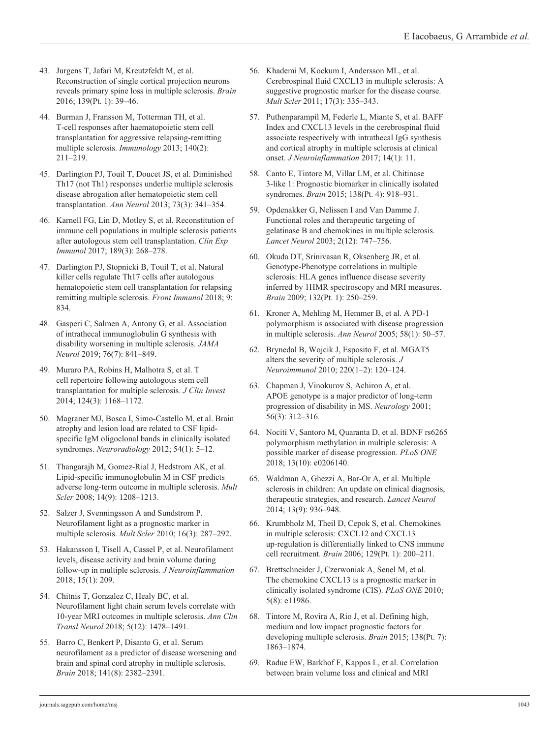43. Jurgens T, Jafari M, Kreutzfeldt M, et al. Reconstruction of single cortical projection neurons reveals primary spine loss in multiple sclerosis. *Brain* 2016; 139(Pt. 1): 39–46.

44. Burman J, Fransson M, Totterman TH, et al. T-cell responses after haematopoietic stem cell transplantation for aggressive relapsing-remitting multiple sclerosis. *Immunology* 2013; 140(2): 211–219.

45. Darlington PJ, Touil T, Doucet JS, et al. Diminished Th17 (not Th1) responses underlie multiple sclerosis disease abrogation after hematopoietic stem cell transplantation. *Ann Neurol* 2013; 73(3): 341–354.

46. Karnell FG, Lin D, Motley S, et al. Reconstitution of immune cell populations in multiple sclerosis patients after autologous stem cell transplantation. *Clin Exp Immunol* 2017; 189(3): 268–278.

47. Darlington PJ, Stopnicki B, Touil T, et al. Natural killer cells regulate Th17 cells after autologous hematopoietic stem cell transplantation for relapsing remitting multiple sclerosis. *Front Immunol* 2018; 9: 834.

48. Gasperi C, Salmen A, Antony G, et al. Association of intrathecal immunoglobulin G synthesis with disability worsening in multiple sclerosis. *JAMA Neurol* 2019; 76(7): 841–849.

49. Muraro PA, Robins H, Malhotra S, et al. T cell repertoire following autologous stem cell transplantation for multiple sclerosis. *J Clin Invest* 2014; 124(3): 1168–1172.

50. Magraner MJ, Bosca I, Simo-Castello M, et al. Brain atrophy and lesion load are related to CSF lipid-specific IgM oligoclonal bands in clinically isolated syndromes. *Neuroradiology* 2012; 54(1): 5–12.

51. Thangarajh M, Gomez-Rial J, Hedstrom AK, et al. Lipid-specific immunoglobulin M in CSF predicts adverse long-term outcome in multiple sclerosis. *Mult Scler* 2008; 14(9): 1208–1213.

52. Salzer J, Svenningsson A and Sundstrom P. Neurofilament light as a prognostic marker in multiple sclerosis. *Mult Scler* 2010; 16(3): 287–292.

53. Hakansson I, Tisell A, Cassel P, et al. Neurofilament levels, disease activity and brain volume during follow-up in multiple sclerosis. *J Neuroinflammation* 2018; 15(1): 209.

54. Chitnis T, Gonzalez C, Healy BC, et al. Neurofilament light chain serum levels correlate with 10-year MRI outcomes in multiple sclerosis. *Ann Clin Transl Neurol* 2018; 5(12): 1478–1491.

55. Barro C, Benkert P, Disanto G, et al. Serum neurofilament as a predictor of disease worsening and brain and spinal cord atrophy in multiple sclerosis. *Brain* 2018; 141(8): 2382–2391.

56. Khademi M, Kockum I, Andersson ML, et al. Cerebrospinal fluid CXCL13 in multiple sclerosis: A suggestive prognostic marker for the disease course. *Mult Scler* 2011; 17(3): 335–343.

57. Puthenparampil M, Federle L, Miante S, et al. BAFF Index and CXCL13 levels in the cerebrospinal fluid associate respectively with intrathecal IgG synthesis and cortical atrophy in multiple sclerosis at clinical onset. *J Neuroinflammation* 2017; 14(1): 11.

58. Canto E, Tintore M, Villar LM, et al. Chitinase 3-like 1: Prognostic biomarker in clinically isolated syndromes. *Brain* 2015; 138(Pt. 4): 918–931.

59. Opdenakker G, Nelissen I and Van Damme J. Functional roles and therapeutic targeting of gelatinase B and chemokines in multiple sclerosis. *Lancet Neurol* 2003; 2(12): 747–756.

60. Okuda DT, Srinivasan R, Oksenberg JR, et al. Genotype-Phenotype correlations in multiple sclerosis: HLA genes influence disease severity inferred by 1HMR spectroscopy and MRI measures. *Brain* 2009; 132(Pt. 1): 250–259.

61. Kroner A, Mehling M, Hemmer B, et al. A PD-1 polymorphism is associated with disease progression in multiple sclerosis. *Ann Neurol* 2005; 58(1): 50–57.

62. Brynedal B, Wojcik J, Esposito F, et al. MGAT5 alters the severity of multiple sclerosis. *J Neuroimmunol* 2010; 220(1–2): 120–124.

63. Chapman J, Vinokurov S, Achiron A, et al. APOE genotype is a major predictor of long-term progression of disability in MS. *Neurology* 2001; 56(3): 312–316.

64. Nociti V, Santoro M, Quaranta D, et al. BDNF rs6265 polymorphism methylation in multiple sclerosis: A possible marker of disease progression. *PLoS ONE* 2018; 13(10): e0206140.

65. Waldman A, Ghezzi A, Bar-Or A, et al. Multiple sclerosis in children: An update on clinical diagnosis, therapeutic strategies, and research. *Lancet Neurol* 2014; 13(9): 936–948.

66. Krumbholz M, Theil D, Cepok S, et al. Chemokines in multiple sclerosis: CXCL12 and CXCL13 up-regulation is differentially linked to CNS immune cell recruitment. *Brain* 2006; 129(Pt. 1): 200–211.

67. Brettschneider J, Czerwoniak A, Senel M, et al. The chemokine CXCL13 is a prognostic marker in clinically isolated syndrome (CIS). *PLoS ONE* 2010; 5(8): e11986.

68. Tintore M, Rovira A, Rio J, et al. Defining high, medium and low impact prognostic factors for developing multiple sclerosis. *Brain* 2015; 138(Pt. 7): 1863–1874.

69. Radue EW, Barkhof F, Kappos L, et al. Correlation between brain volume loss and clinical and MRI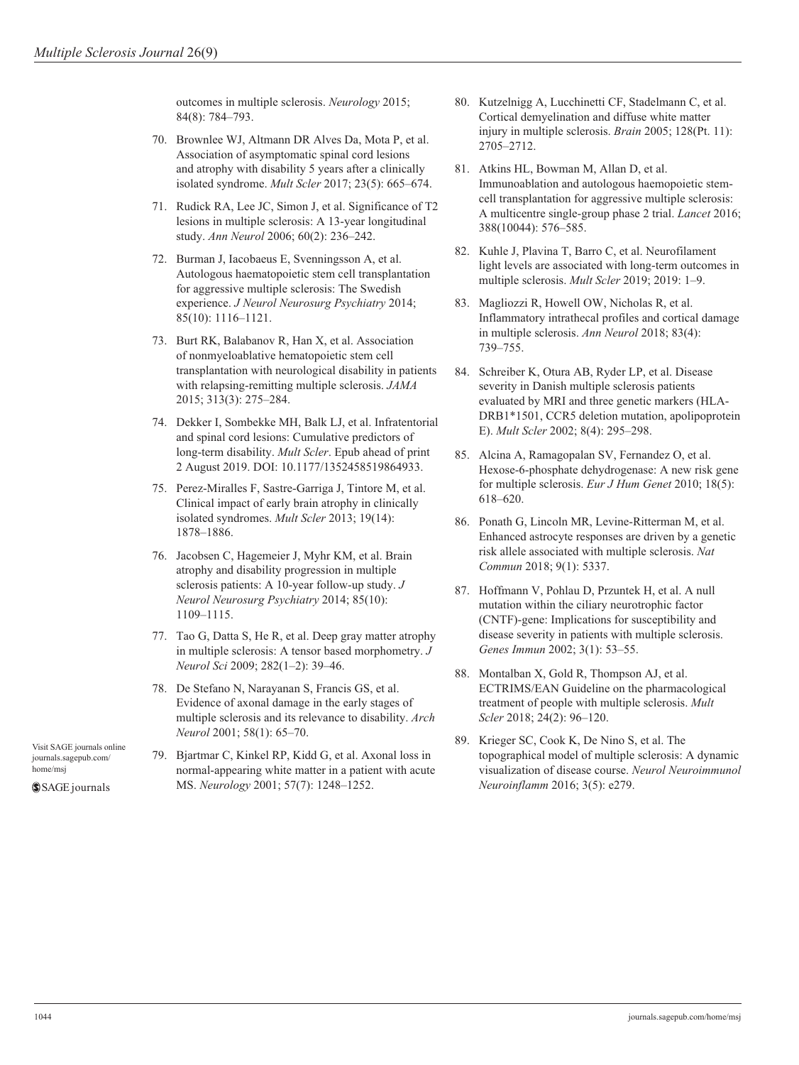outcomes in multiple sclerosis. *Neurology* 2015; 84(8): 784–793.

70. Brownlee WJ, Altmann DR Alves Da, Mota P, et al. Association of asymptomatic spinal cord lesions and atrophy with disability 5 years after a clinically isolated syndrome. *Mult Scler* 2017; 23(5): 665–674.

71. Rudick RA, Lee JC, Simon J, et al. Significance of T2 lesions in multiple sclerosis: A 13-year longitudinal study. *Ann Neurol* 2006; 60(2): 236–242.

72. Burman J, Iacobaeus E, Svenningsson A, et al. Autologous haematopoietic stem cell transplantation for aggressive multiple sclerosis: The Swedish experience. *J Neurol Neurosurg Psychiatry* 2014; 85(10): 1116–1121.

73. Burt RK, Balabanov R, Han X, et al. Association of nonmyeloablative hematopoietic stem cell transplantation with neurological disability in patients with relapsing-remitting multiple sclerosis. *JAMA* 2015; 313(3): 275–284.

74. Dekker I, Sombekke MH, Balk LJ, et al. Infratentorial and spinal cord lesions: Cumulative predictors of long-term disability. *Mult Scler*. Epub ahead of print 2 August 2019. DOI: 10.1177/1352458519864933.

75. Perez-Miralles F, Sastre-Garriga J, Tintore M, et al. Clinical impact of early brain atrophy in clinically isolated syndromes. *Mult Scler* 2013; 19(14): 1878–1886.

76. Jacobsen C, Hagemeier J, Myhr KM, et al. Brain atrophy and disability progression in multiple sclerosis patients: A 10-year follow-up study. *J Neurol Neurosurg Psychiatry* 2014; 85(10): 1109–1115.

77. Tao G, Datta S, He R, et al. Deep gray matter atrophy in multiple sclerosis: A tensor based morphometry. *J Neurol Sci* 2009; 282(1–2): 39–46.

78. De Stefano N, Narayanan S, Francis GS, et al. Evidence of axonal damage in the early stages of multiple sclerosis and its relevance to disability. *Arch Neurol* 2001; 58(1): 65–70.

79. Bjartmar C, Kinkel RP, Kidd G, et al. Axonal loss in normal-appearing white matter in a patient with acute MS. *Neurology* 2001; 57(7): 1248–1252.

80. Kutzelnigg A, Lucchinetti CF, Stadelmann C, et al. Cortical demyelination and diffuse white matter injury in multiple sclerosis. *Brain* 2005; 128(Pt. 11): 2705–2712.

81. Atkins HL, Bowman M, Allan D, et al. Immunoablation and autologous haemopoietic stem-cell transplantation for aggressive multiple sclerosis: A multicentre single-group phase 2 trial. *Lancet* 2016; 388(10044): 576–585.

82. Kuhle J, Plavina T, Barro C, et al. Neurofilament light levels are associated with long-term outcomes in multiple sclerosis. *Mult Scler* 2019; 2019: 1–9.

83. Magliozzi R, Howell OW, Nicholas R, et al. Inflammatory intrathecal profiles and cortical damage in multiple sclerosis. *Ann Neurol* 2018; 83(4): 739–755.

84. Schreiber K, Otura AB, Ryder LP, et al. Disease severity in Danish multiple sclerosis patients evaluated by MRI and three genetic markers (HLA-DRB1*1501, CCR5 deletion mutation, apolipoprotein E). *Mult Scler* 2002; 8(4): 295–298.

85. Alcina A, Ramagopalan SV, Fernandez O, et al. Hexose-6-phosphate dehydrogenase: A new risk gene for multiple sclerosis. *Eur J Hum Genet* 2010; 18(5): 618–620.

86. Ponath G, Lincoln MR, Levine-Ritterman M, et al. Enhanced astrocyte responses are driven by a genetic risk allele associated with multiple sclerosis. *Nat Commun* 2018; 9(1): 5337.

87. Hoffmann V, Pohlau D, Przuntek H, et al. A null mutation within the ciliary neurotrophic factor (CNTF)-gene: Implications for susceptibility and disease severity in patients with multiple sclerosis. *Genes Immun* 2002; 3(1): 53–55.

88. Montalban X, Gold R, Thompson AJ, et al. ECTRIMS/EAN Guideline on the pharmacological treatment of people with multiple sclerosis. *Mult Scler* 2018; 24(2): 96–120.

89. Krieger SC, Cook K, De Nino S, et al. The topographical model of multiple sclerosis: A dynamic visualization of disease course. *Neurol Neuroimmunol Neuroinflamm* 2016; 3(5): e279.

Visit SAGE journals online journals.sagepub.com/home/msj

SAGE journals